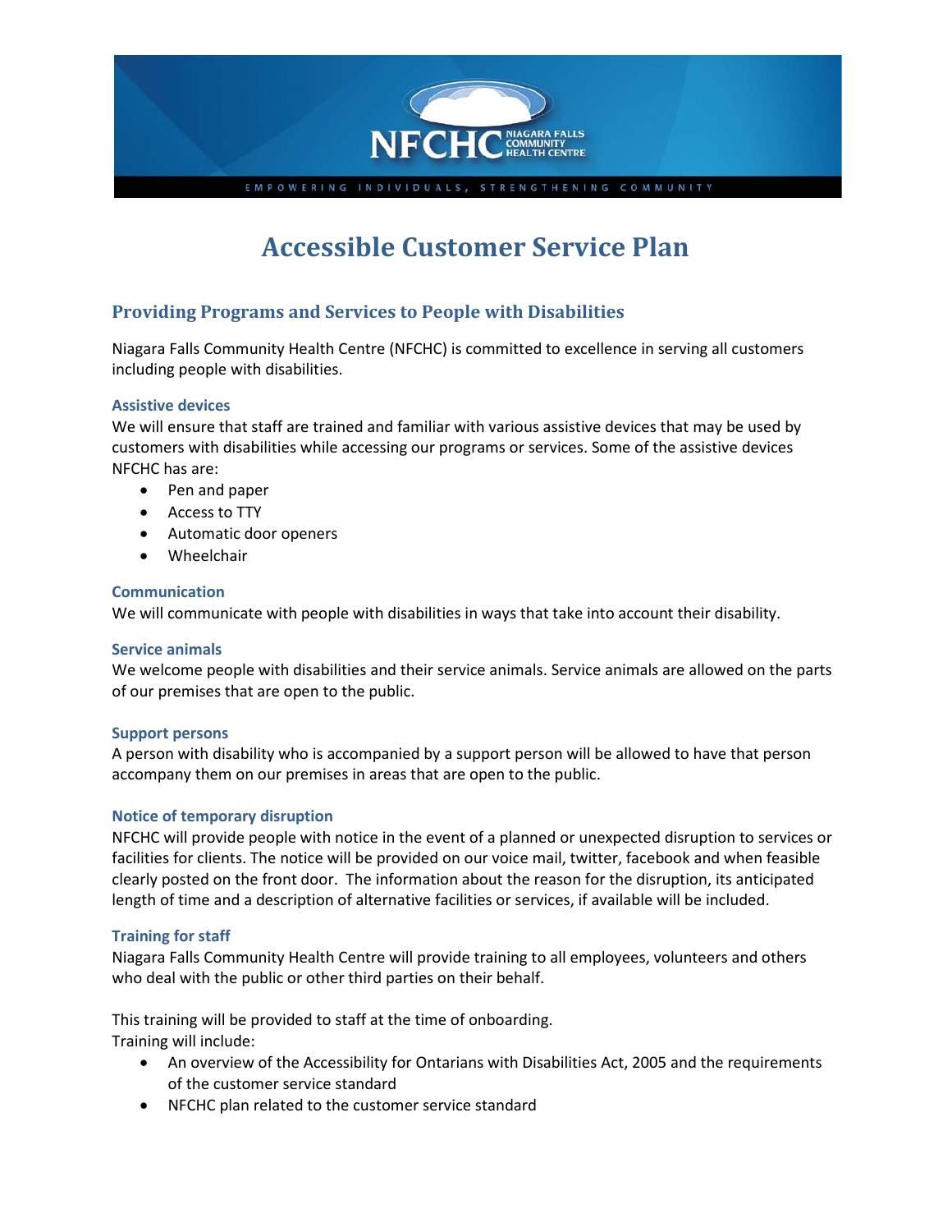# Accessible Customer Service Plan

## Providing Programs and Services to People with Disabilities

Niagara Falls Community Health Centre (NFCHC) is committed to excellence in serving all customers including people with disabilities.

### Assistive devices

We will ensure that staff are trained and familiar with various assistive devices that may be used by customers with disabilities while accessing our programs or services. Some of the assistive devices NFCHC has are:

- Pen and paper
- Access to TTY
- Automatic door openers
- Wheelchair

### Communication

We will communicate with people with disabilities in ways that take into account their disability.

### Service animals

We welcome people with disabilities and their service animals. Service animals are allowed on the parts of our premises that are open to the public.

### Support persons

A person with disability who is accompanied by a support person will be allowed to have that person accompany them on our premises in areas that are open to the public.

### Notice of temporary disruption

NFCHC will provide people with notice in the event of a planned or unexpected disruption to services or facilities for clients. The notice will be provided on our voice mail, twitter, facebook and when feasible clearly posted on the front door. The information about the reason for the disruption, its anticipated length of time and a description of alternative facilities or services, if available will be included.

### Training for staff

Niagara Falls Community Health Centre will provide training to all employees, volunteers and others who deal with the public or other third parties on their behalf.

This training will be provided to staff at the time of onboarding.
Training will include:

- An overview of the Accessibility for Ontarians with Disabilities Act, 2005 and the requirements of the customer service standard
- NFCHC plan related to the customer service standard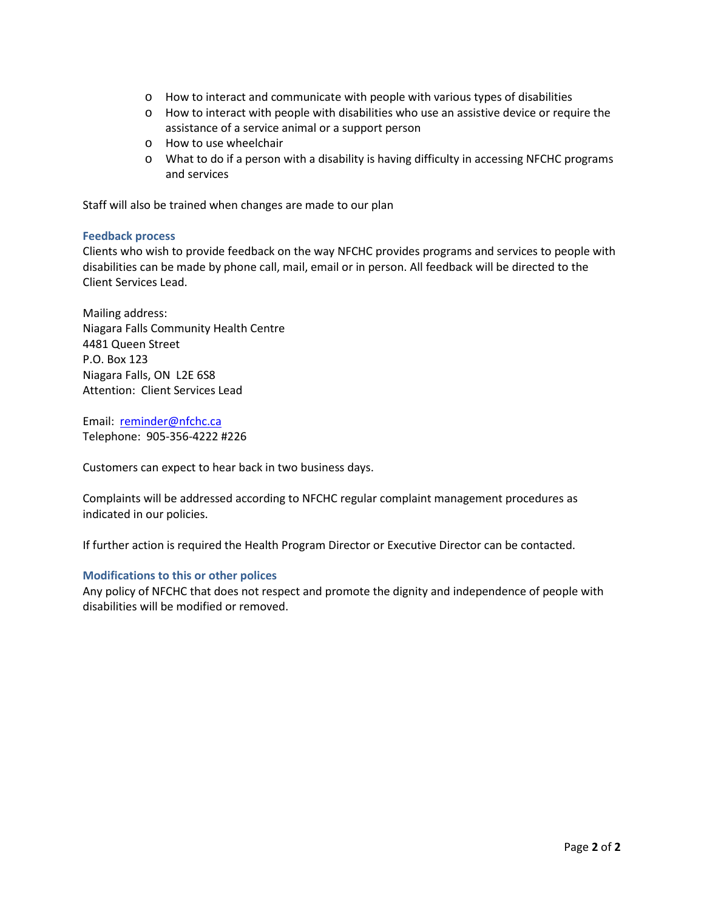- How to interact and communicate with people with various types of disabilities
- How to interact with people with disabilities who use an assistive device or require the assistance of a service animal or a support person
- How to use wheelchair
- What to do if a person with a disability is having difficulty in accessing NFCHC programs and services

Staff will also be trained when changes are made to our plan

### Feedback process

Clients who wish to provide feedback on the way NFCHC provides programs and services to people with disabilities can be made by phone call, mail, email or in person. All feedback will be directed to the Client Services Lead.

Mailing address:
Niagara Falls Community Health Centre
4481 Queen Street
P.O. Box 123
Niagara Falls, ON  L2E 6S8
Attention:  Client Services Lead

Email:  reminder@nfchc.ca
Telephone:  905-356-4222 #226

Customers can expect to hear back in two business days.

Complaints will be addressed according to NFCHC regular complaint management procedures as indicated in our policies.

If further action is required the Health Program Director or Executive Director can be contacted.

### Modifications to this or other polices

Any policy of NFCHC that does not respect and promote the dignity and independence of people with disabilities will be modified or removed.